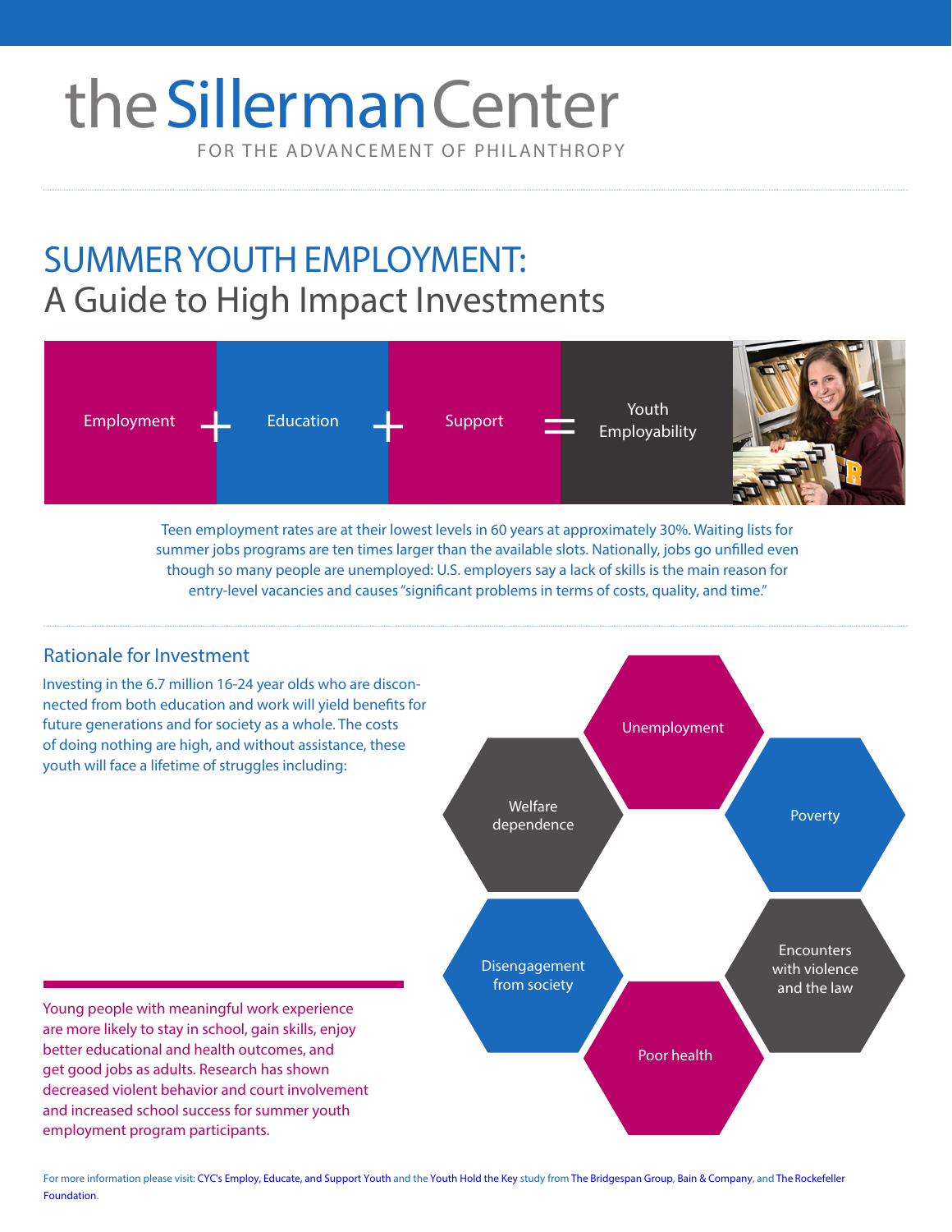# the Sillerman Center

FOR THE ADVANCEMENT OF PHILANTHROPY

## SUMMER YOUTH EMPLOYMENT:
## A Guide to High Impact Investments

Employment + Education + Support = Youth Employability

Teen employment rates are at their lowest levels in 60 years at approximately 30%. Waiting lists for summer jobs programs are ten times larger than the available slots. Nationally, jobs go unfilled even though so many people are unemployed: U.S. employers say a lack of skills is the main reason for entry-level vacancies and causes "significant problems in terms of costs, quality, and time."

### Rationale for Investment

Investing in the 6.7 million 16-24 year olds who are disconnected from both education and work will yield benefits for future generations and for society as a whole. The costs of doing nothing are high, and without assistance, these youth will face a lifetime of struggles including:

- Unemployment
- Poverty
- Encounters with violence and the law
- Poor health
- Disengagement from society
- Welfare dependence

Young people with meaningful work experience are more likely to stay in school, gain skills, enjoy better educational and health outcomes, and get good jobs as adults. Research has shown decreased violent behavior and court involvement and increased school success for summer youth employment program participants.

For more information please visit: CYC's Employ, Educate, and Support Youth and the Youth Hold the Key study from The Bridgespan Group, Bain & Company, and The Rockefeller Foundation.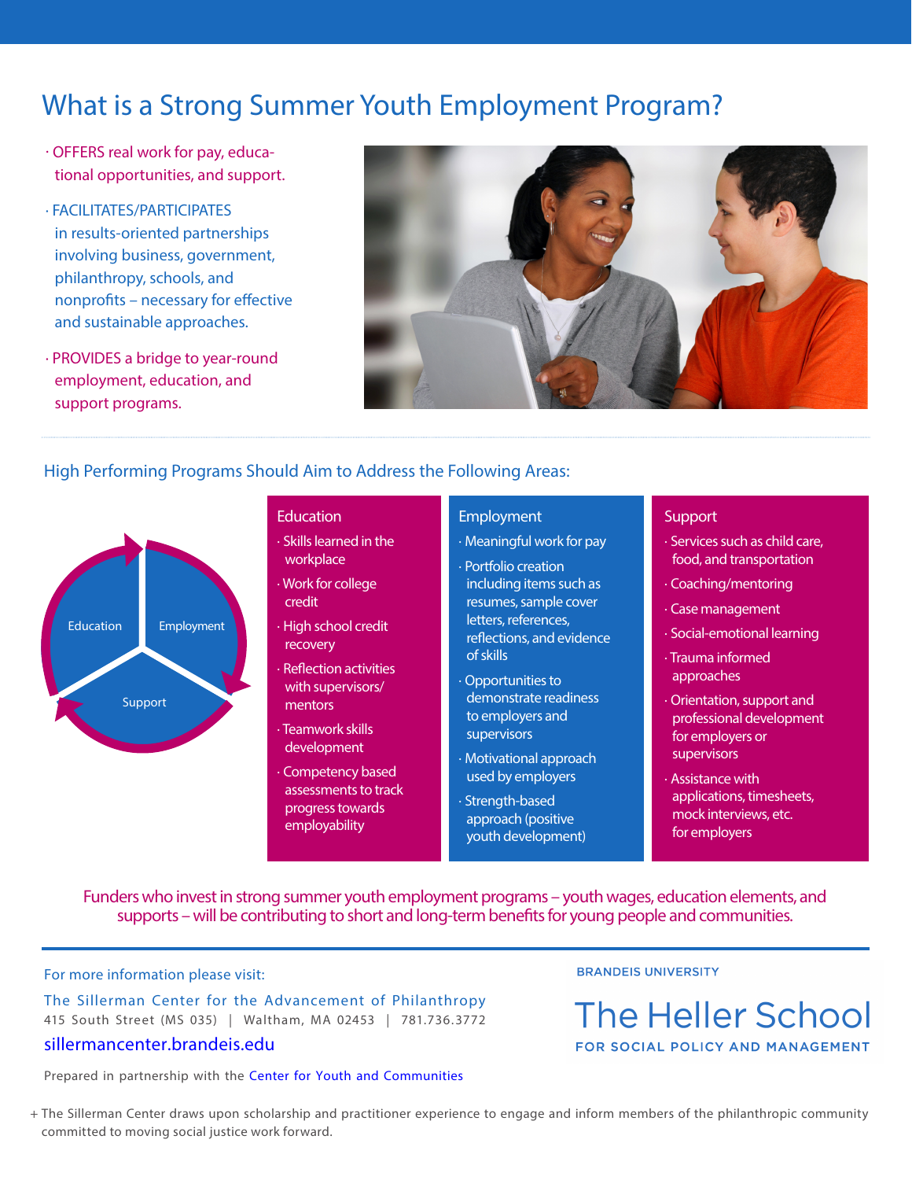# What is a Strong Summer Youth Employment Program?

- OFFERS real work for pay, educational opportunities, and support.
- FACILITATES/PARTICIPATES in results-oriented partnerships involving business, government, philanthropy, schools, and nonprofits – necessary for effective and sustainable approaches.
- PROVIDES a bridge to year-round employment, education, and support programs.

## High Performing Programs Should Aim to Address the Following Areas:

Education
Employment
Support

### Education

- Skills learned in the workplace
- Work for college credit
- High school credit recovery
- Reflection activities with supervisors/ mentors
- Teamwork skills development
- Competency based assessments to track progress towards employability

### Employment

- Meaningful work for pay
- Portfolio creation including items such as resumes, sample cover letters, references, reflections, and evidence of skills
- Opportunities to demonstrate readiness to employers and supervisors
- Motivational approach used by employers
- Strength-based approach (positive youth development)

### Support

- Services such as child care, food, and transportation
- Coaching/mentoring
- Case management
- Social-emotional learning
- Trauma informed approaches
- Orientation, support and professional development for employers or supervisors
- Assistance with applications, timesheets, mock interviews, etc. for employers

Funders who invest in strong summer youth employment programs – youth wages, education elements, and supports – will be contributing to short and long-term benefits for young people and communities.

For more information please visit:

The Sillerman Center for the Advancement of Philanthropy
415 South Street (MS 035) | Waltham, MA 02453 | 781.736.3772

sillermancenter.brandeis.edu

Prepared in partnership with the Center for Youth and Communities

BRANDEIS UNIVERSITY
The Heller School
FOR SOCIAL POLICY AND MANAGEMENT

+ The Sillerman Center draws upon scholarship and practitioner experience to engage and inform members of the philanthropic community committed to moving social justice work forward.